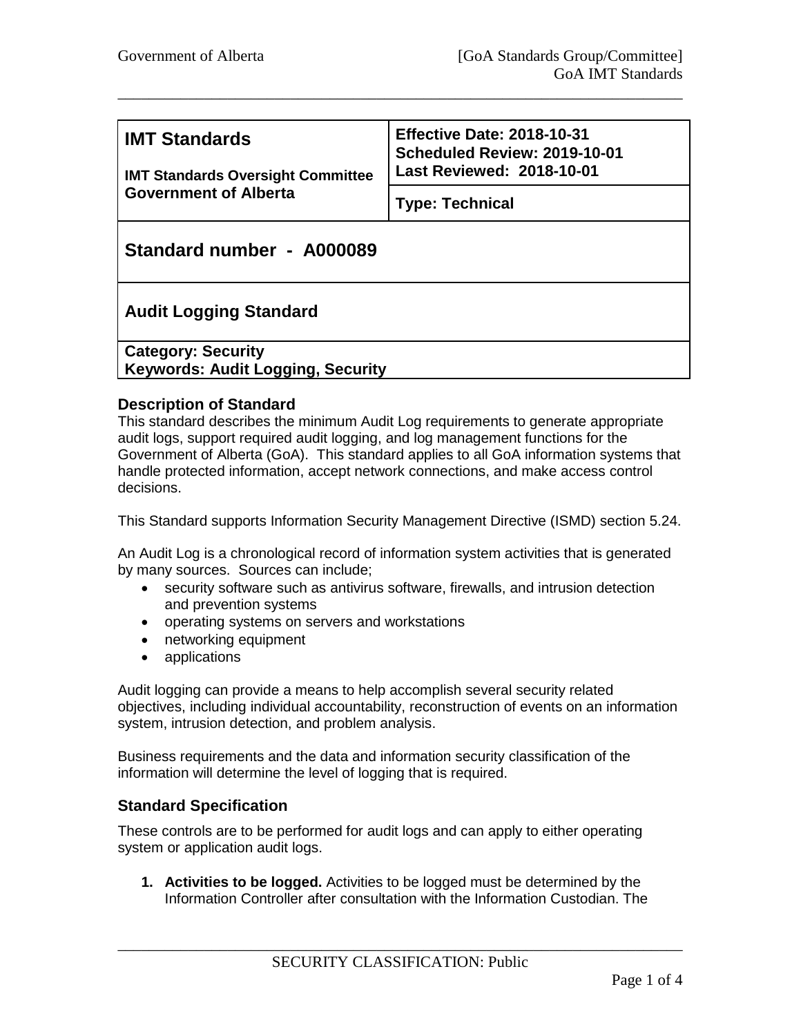| IMT Standards<br><br>IMT Standards Oversight Committee<br>Government of Alberta | Effective Date: 2018-10-31<br>Scheduled Review: 2019-10-01<br>Last Reviewed: 2018-10-01 |
| --- | --- |
| | Type: Technical |

# Standard number - A000089

## Audit Logging Standard

**Category: Security**
**Keywords: Audit Logging, Security**

### Description of Standard

This standard describes the minimum Audit Log requirements to generate appropriate audit logs, support required audit logging, and log management functions for the Government of Alberta (GoA). This standard applies to all GoA information systems that handle protected information, accept network connections, and make access control decisions.

This Standard supports Information Security Management Directive (ISMD) section 5.24.

An Audit Log is a chronological record of information system activities that is generated by many sources. Sources can include;

- security software such as antivirus software, firewalls, and intrusion detection and prevention systems
- operating systems on servers and workstations
- networking equipment
- applications

Audit logging can provide a means to help accomplish several security related objectives, including individual accountability, reconstruction of events on an information system, intrusion detection, and problem analysis.

Business requirements and the data and information security classification of the information will determine the level of logging that is required.

### Standard Specification

These controls are to be performed for audit logs and can apply to either operating system or application audit logs.

1. **Activities to be logged.** Activities to be logged must be determined by the Information Controller after consultation with the Information Custodian. The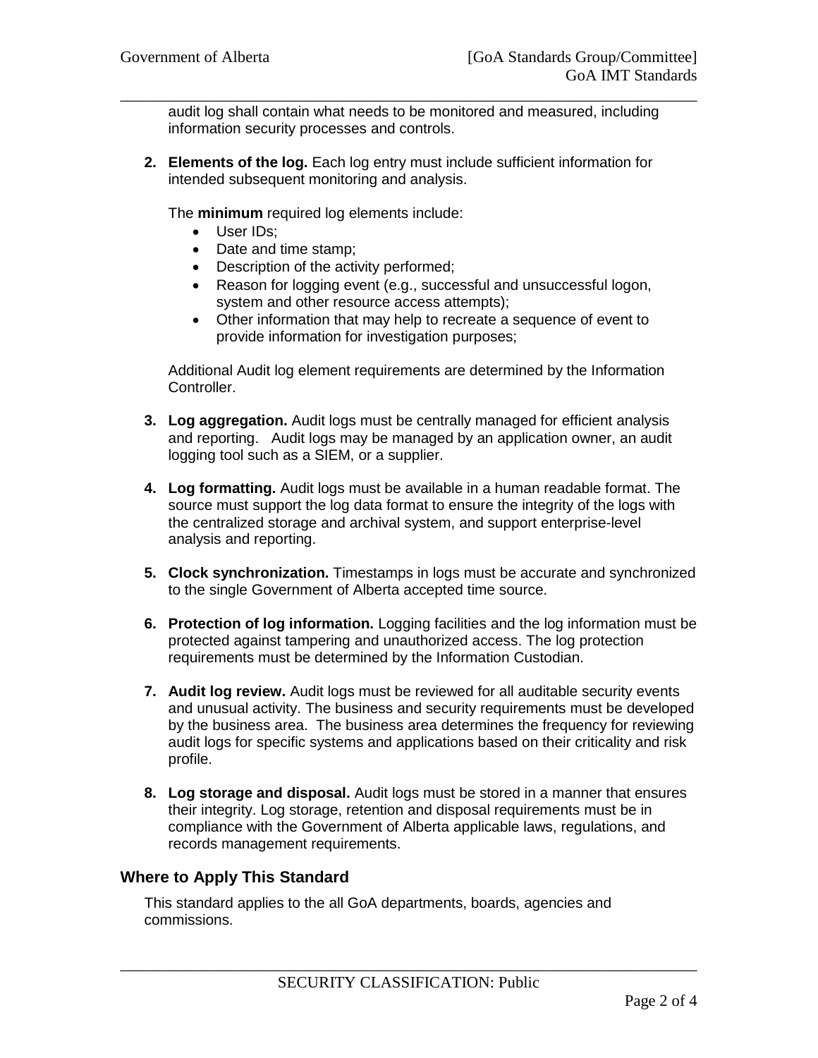audit log shall contain what needs to be monitored and measured, including information security processes and controls.

2. **Elements of the log.** Each log entry must include sufficient information for intended subsequent monitoring and analysis.

   The **minimum** required log elements include:
   - User IDs;
   - Date and time stamp;
   - Description of the activity performed;
   - Reason for logging event (e.g., successful and unsuccessful logon, system and other resource access attempts);
   - Other information that may help to recreate a sequence of event to provide information for investigation purposes;

   Additional Audit log element requirements are determined by the Information Controller.

3. **Log aggregation.** Audit logs must be centrally managed for efficient analysis and reporting. Audit logs may be managed by an application owner, an audit logging tool such as a SIEM, or a supplier.

4. **Log formatting.** Audit logs must be available in a human readable format. The source must support the log data format to ensure the integrity of the logs with the centralized storage and archival system, and support enterprise-level analysis and reporting.

5. **Clock synchronization.** Timestamps in logs must be accurate and synchronized to the single Government of Alberta accepted time source.

6. **Protection of log information.** Logging facilities and the log information must be protected against tampering and unauthorized access. The log protection requirements must be determined by the Information Custodian.

7. **Audit log review.** Audit logs must be reviewed for all auditable security events and unusual activity. The business and security requirements must be developed by the business area. The business area determines the frequency for reviewing audit logs for specific systems and applications based on their criticality and risk profile.

8. **Log storage and disposal.** Audit logs must be stored in a manner that ensures their integrity. Log storage, retention and disposal requirements must be in compliance with the Government of Alberta applicable laws, regulations, and records management requirements.

## Where to Apply This Standard

This standard applies to the all GoA departments, boards, agencies and commissions.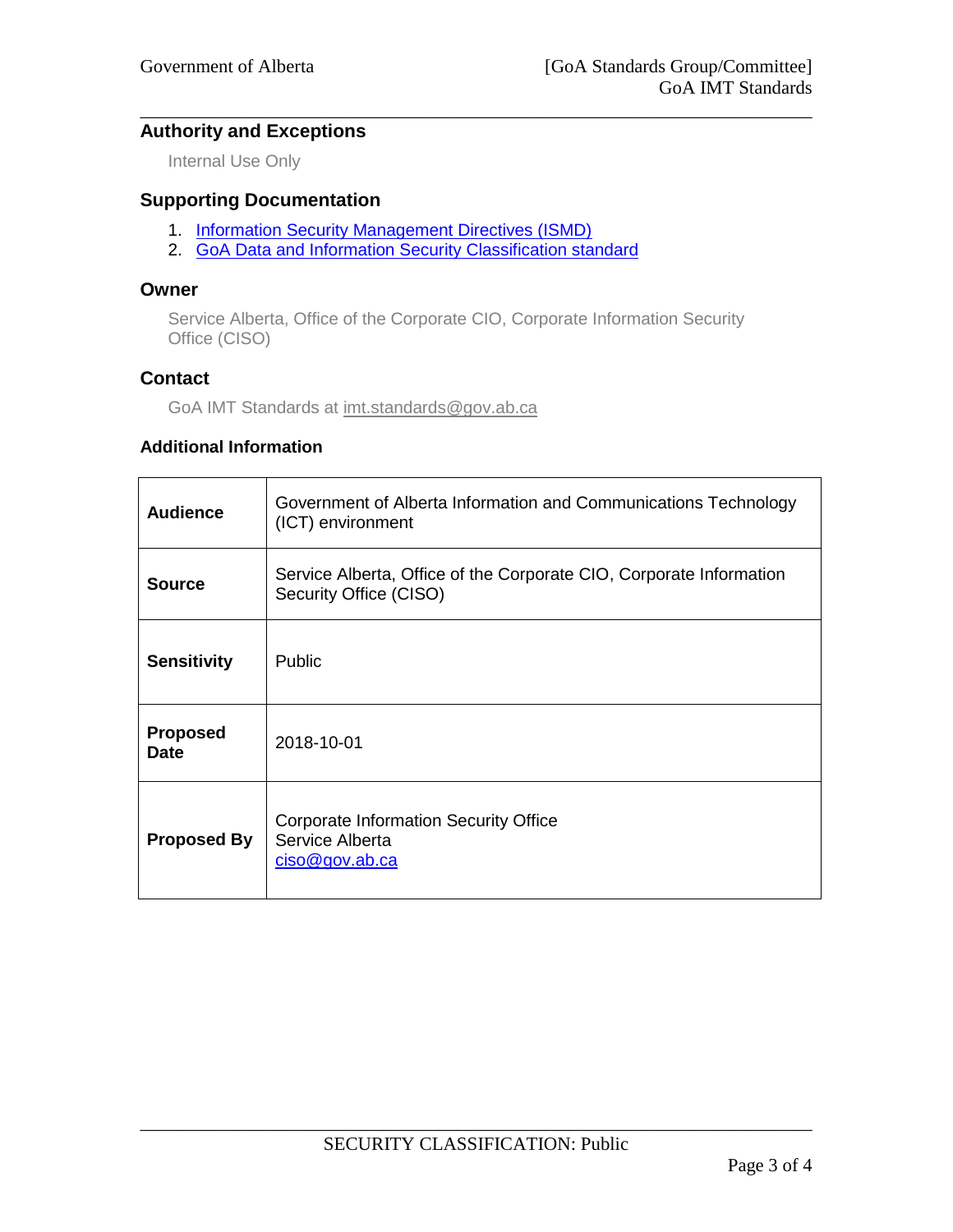## Authority and Exceptions

Internal Use Only

## Supporting Documentation

1. [Information Security Management Directives (ISMD)]()
2. [GoA Data and Information Security Classification standard]()

## Owner

Service Alberta, Office of the Corporate CIO, Corporate Information Security Office (CISO)

## Contact

GoA IMT Standards at imt.standards@gov.ab.ca

### Additional Information

| | |
|---|---|
| **Audience** | Government of Alberta Information and Communications Technology (ICT) environment |
| **Source** | Service Alberta, Office of the Corporate CIO, Corporate Information Security Office (CISO) |
| **Sensitivity** | Public |
| **Proposed Date** | 2018-10-01 |
| **Proposed By** | Corporate Information Security Office<br>Service Alberta<br>ciso@gov.ab.ca |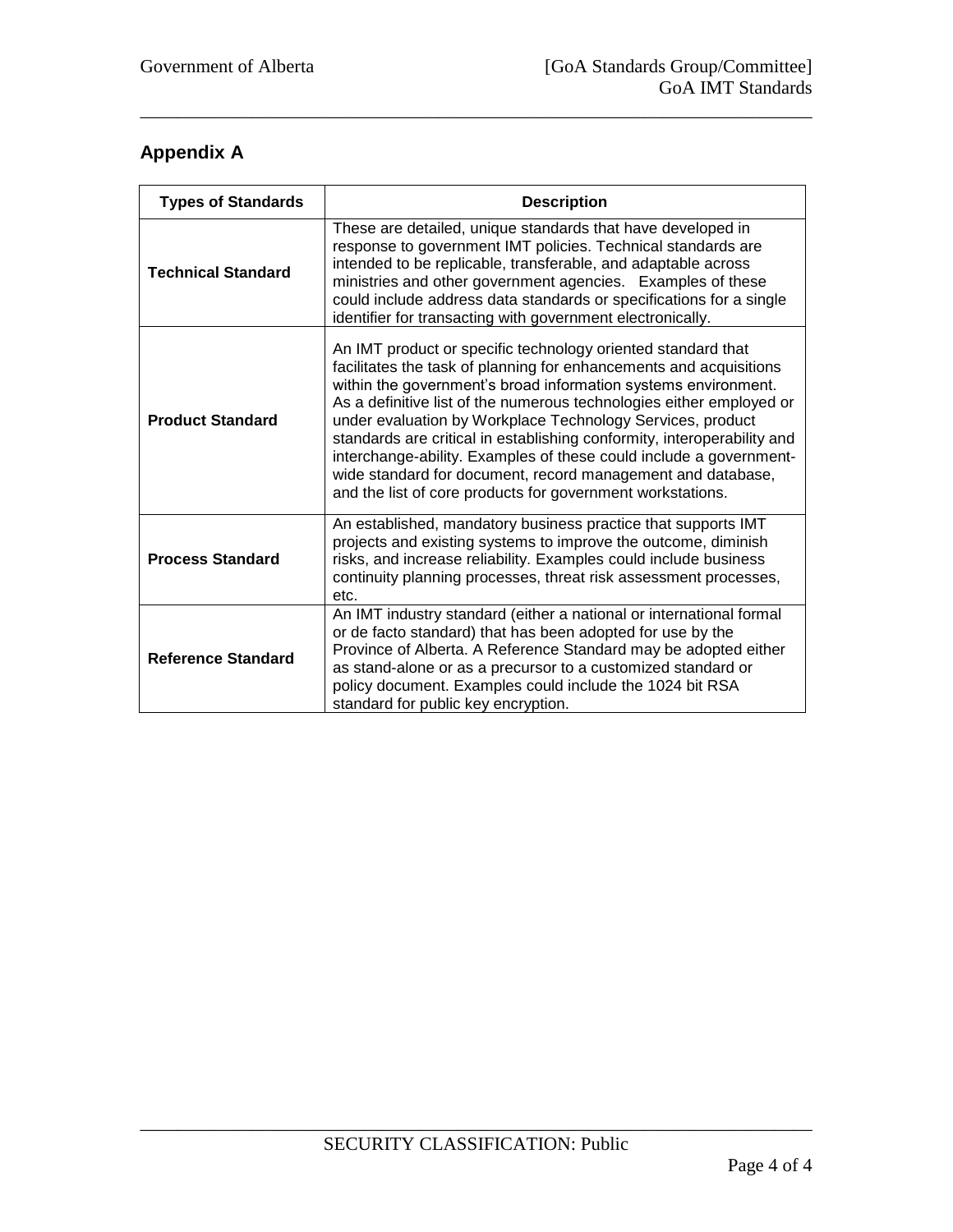## Appendix A

| Types of Standards | Description |
|---|---|
| **Technical Standard** | These are detailed, unique standards that have developed in response to government IMT policies. Technical standards are intended to be replicable, transferable, and adaptable across ministries and other government agencies. Examples of these could include address data standards or specifications for a single identifier for transacting with government electronically. |
| **Product Standard** | An IMT product or specific technology oriented standard that facilitates the task of planning for enhancements and acquisitions within the government's broad information systems environment. As a definitive list of the numerous technologies either employed or under evaluation by Workplace Technology Services, product standards are critical in establishing conformity, interoperability and interchange-ability. Examples of these could include a government-wide standard for document, record management and database, and the list of core products for government workstations. |
| **Process Standard** | An established, mandatory business practice that supports IMT projects and existing systems to improve the outcome, diminish risks, and increase reliability. Examples could include business continuity planning processes, threat risk assessment processes, etc. |
| **Reference Standard** | An IMT industry standard (either a national or international formal or de facto standard) that has been adopted for use by the Province of Alberta. A Reference Standard may be adopted either as stand-alone or as a precursor to a customized standard or policy document. Examples could include the 1024 bit RSA standard for public key encryption. |

SECURITY CLASSIFICATION: Public